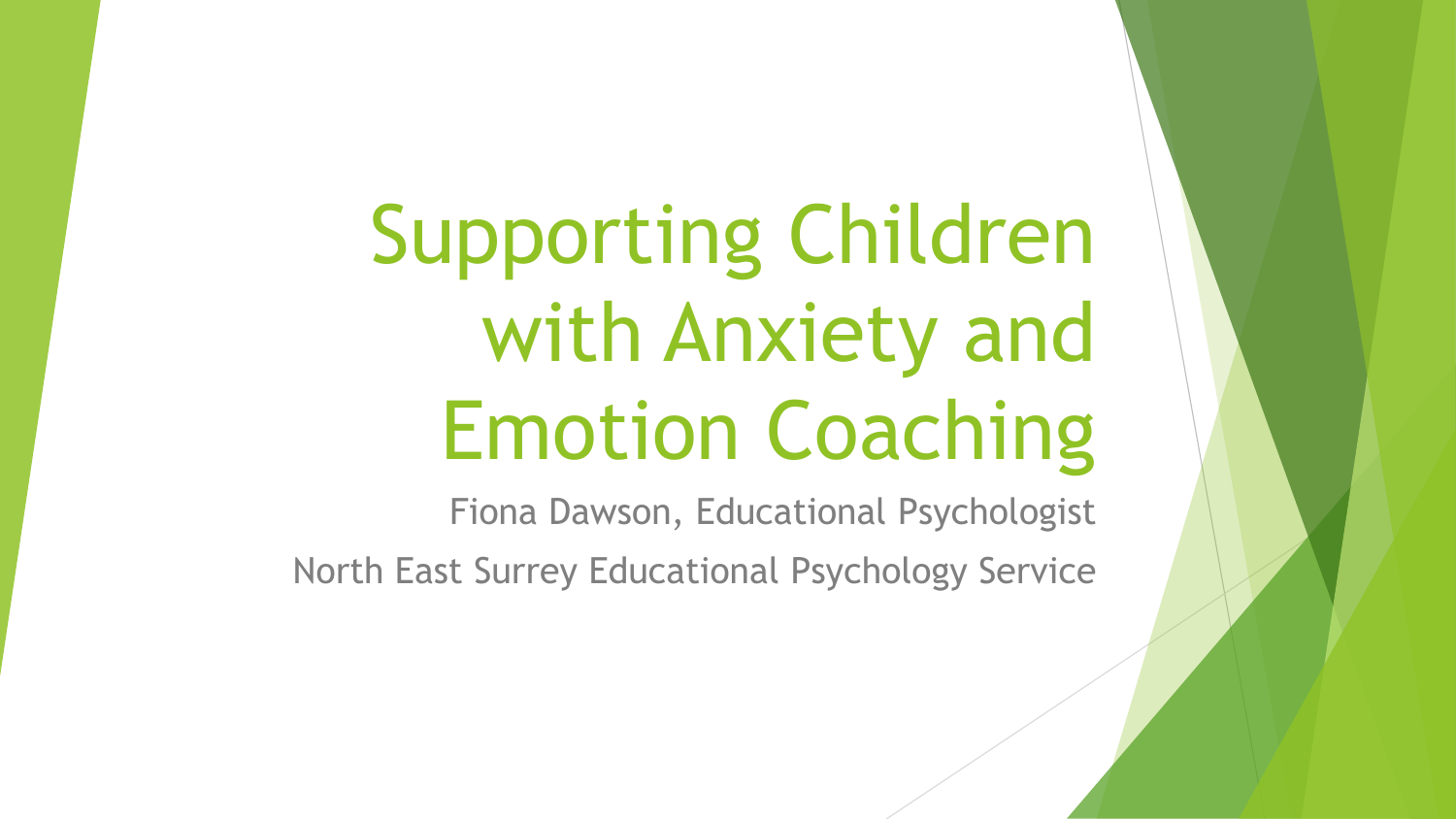# Supporting Children with Anxiety and Emotion Coaching

Fiona Dawson, Educational Psychologist

North East Surrey Educational Psychology Service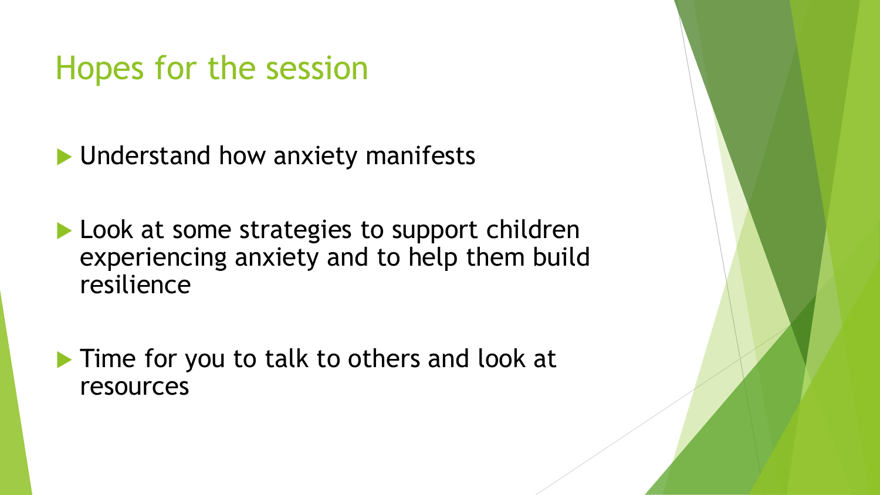# Hopes for the session

- Understand how anxiety manifests
- Look at some strategies to support children experiencing anxiety and to help them build resilience
- Time for you to talk to others and look at resources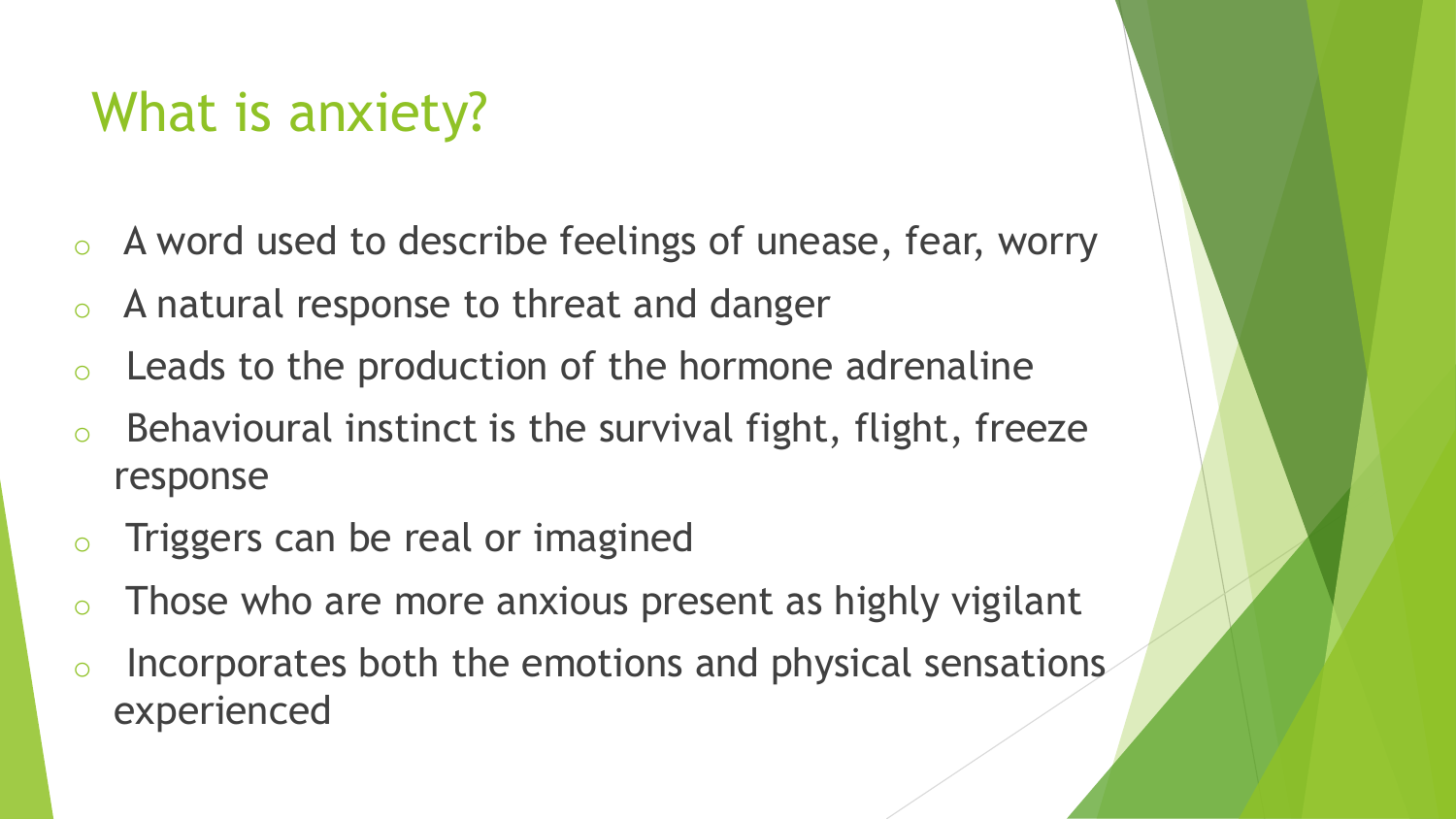# What is anxiety?

- A word used to describe feelings of unease, fear, worry
- A natural response to threat and danger
- Leads to the production of the hormone adrenaline
- Behavioural instinct is the survival fight, flight, freeze response
- Triggers can be real or imagined
- Those who are more anxious present as highly vigilant
- Incorporates both the emotions and physical sensations experienced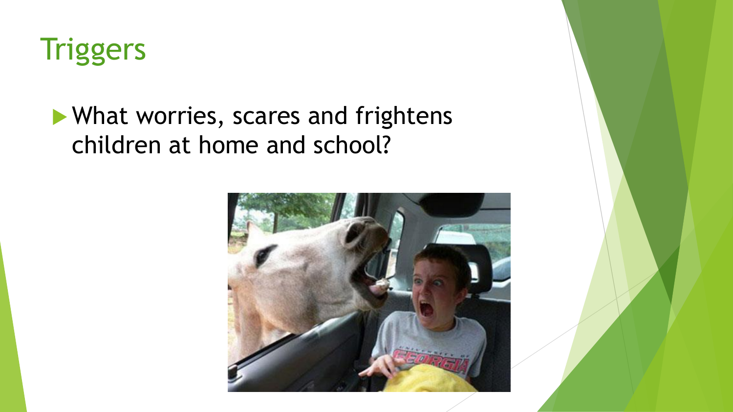# Triggers

- What worries, scares and frightens children at home and school?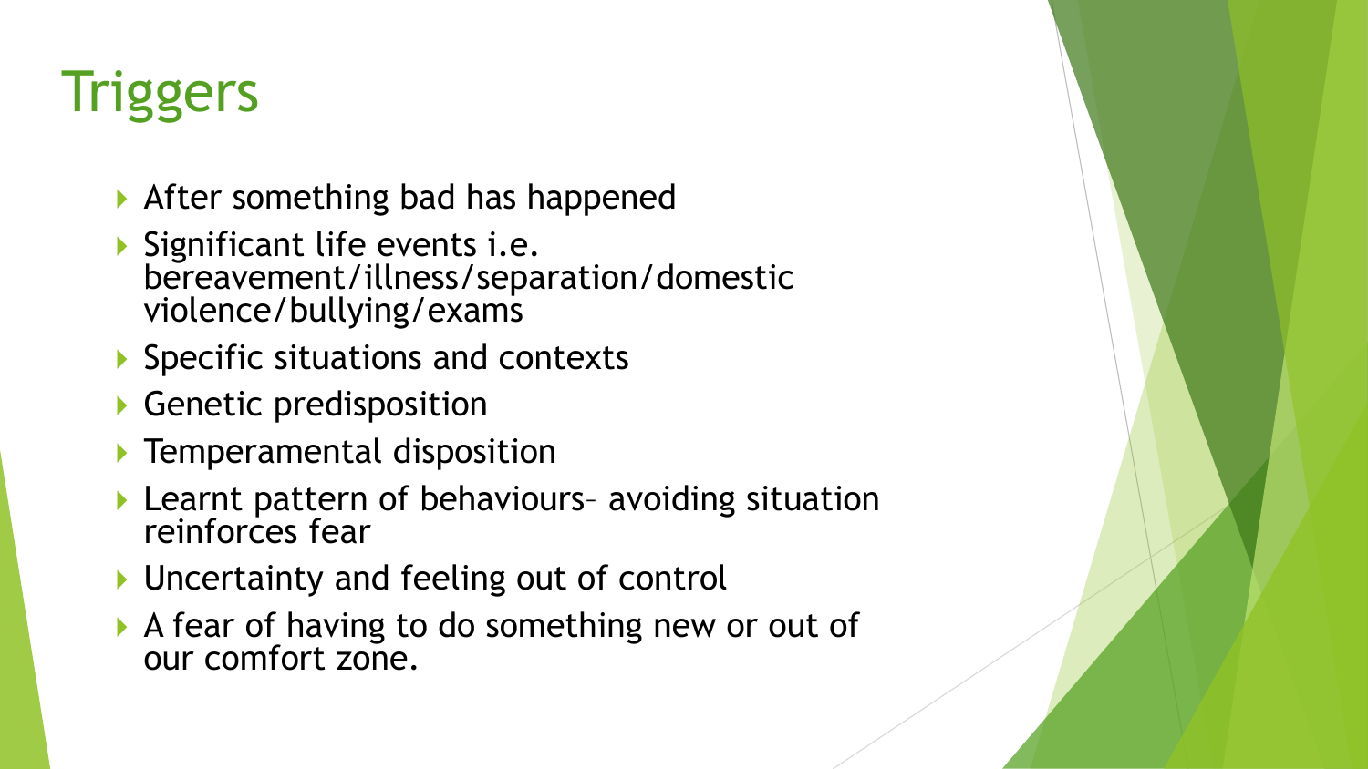# Triggers

- After something bad has happened
- Significant life events i.e. bereavement/illness/separation/domestic violence/bullying/exams
- Specific situations and contexts
- Genetic predisposition
- Temperamental disposition
- Learnt pattern of behaviours– avoiding situation reinforces fear
- Uncertainty and feeling out of control
- A fear of having to do something new or out of our comfort zone.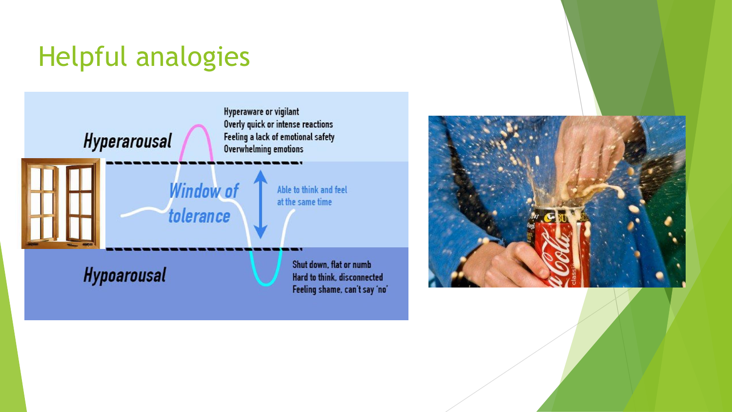# Helpful analogies

Hyperarousal

Hyperaware or vigilant
Overly quick or intense reactions
Feeling a lack of emotional safety
Overwhelming emotions

Window of tolerance

Able to think and feel at the same time

Hypoarousal

Shut down, flat or numb
Hard to think, disconnected
Feeling shame, can't say 'no'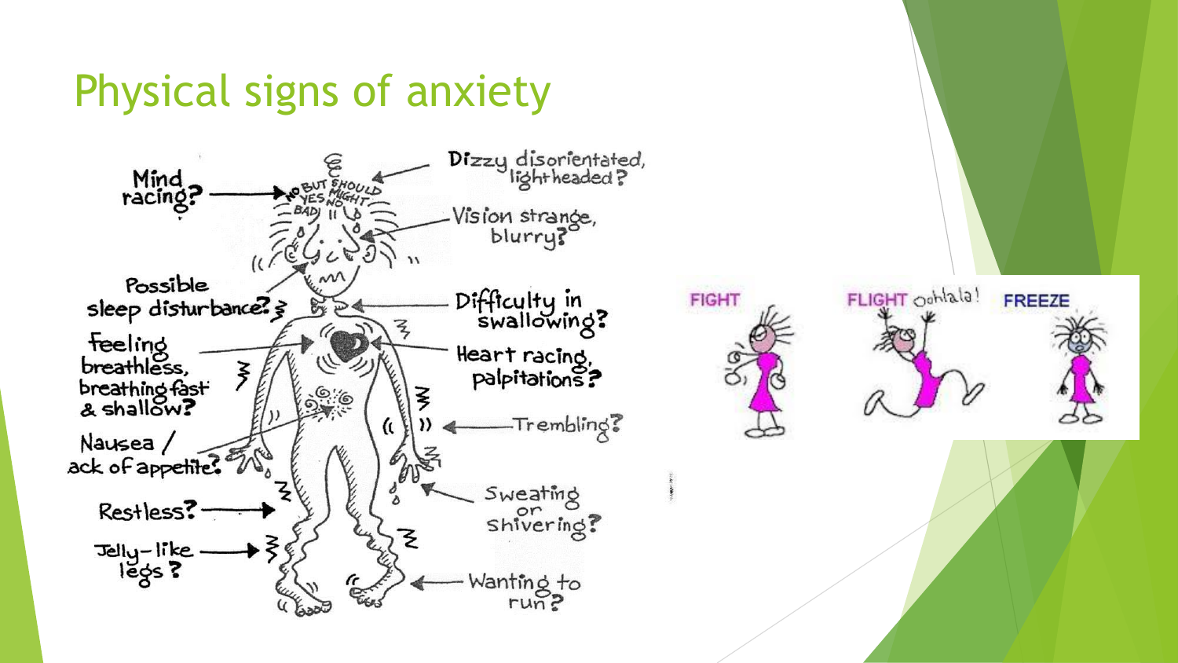# Physical signs of anxiety

- Mind racing?
- Dizzy disorientated, lightheaded?
- Vision strange, blurry?
- Possible sleep disturbance?
- Difficulty in swallowing?
- Feeling breathless, breathing fast & shallow?
- Heart racing, palpitations?
- Trembling?
- Nausea / ack of appetite?
- Sweating or shivering?
- Restless?
- Jelly-like legs?
- Wanting to run?

FIGHT

FLIGHT oohlala!

FREEZE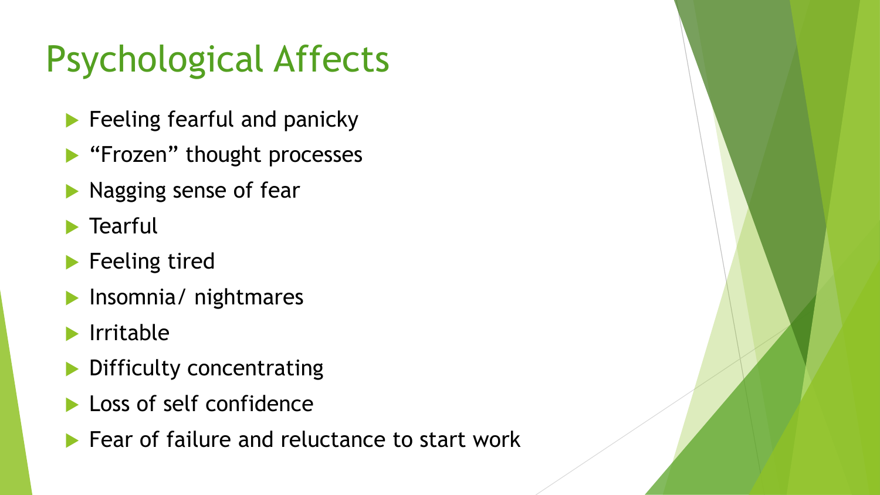# Psychological Affects

- Feeling fearful and panicky
- “Frozen” thought processes
- Nagging sense of fear
- Tearful
- Feeling tired
- Insomnia/ nightmares
- Irritable
- Difficulty concentrating
- Loss of self confidence
- Fear of failure and reluctance to start work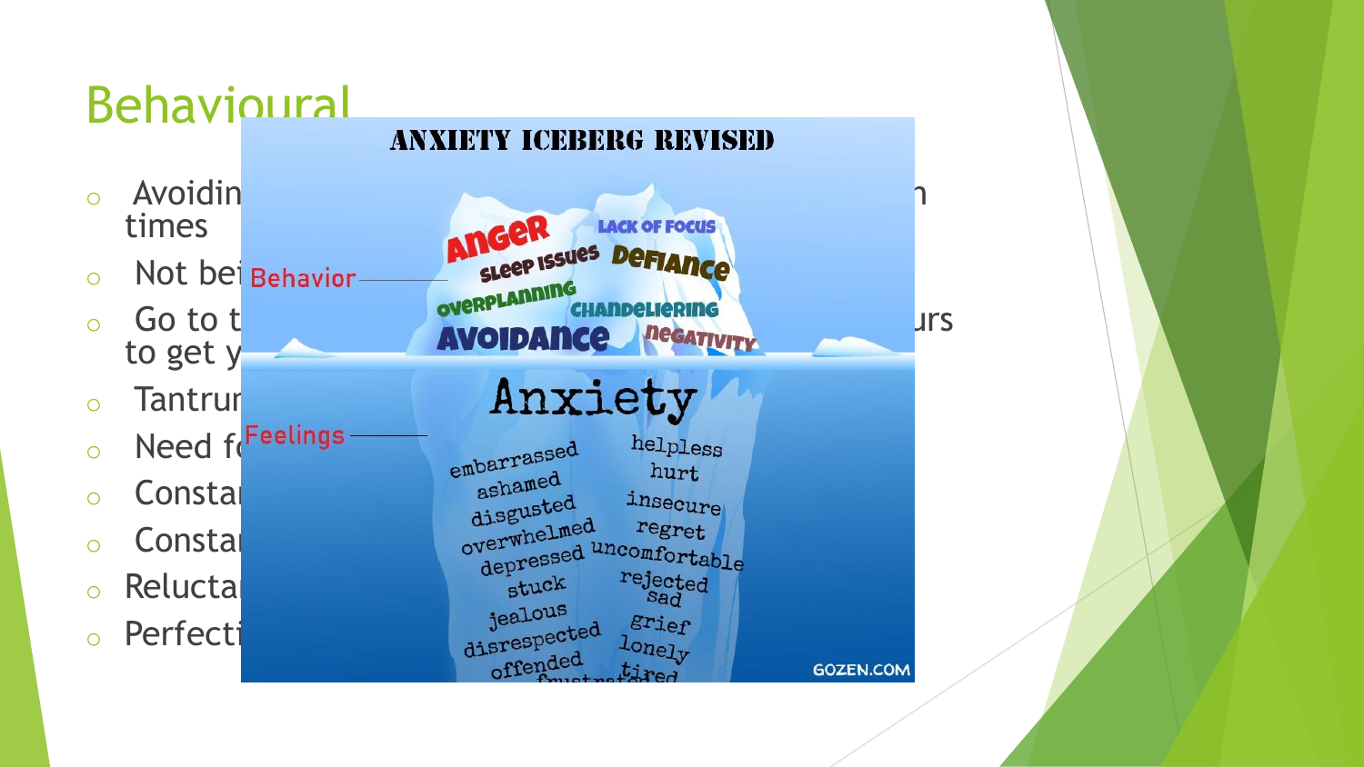# Behavioural

- Avoidin ... n times
- Not bei
- Go to t ... urs to get y
- Tantrur
- Need f
- Consta
- Consta
- Relucta
- Perfecti

ANXIETY ICEBERG REVISED

Behavior

ANGER, LACK OF FOCUS, SLEEP ISSUES, DEFIANCE, OVERPLANNING, CHANDELIERING, AVOIDANCE, NEGATIVITY

Anxiety

Feelings

embarrassed, ashamed, disgusted, overwhelmed, depressed, stuck, jealous, disrespected, offended, frustrated

helpless, hurt, insecure, regret, uncomfortable, rejected, sad, grief, lonely, tired

GOZEN.COM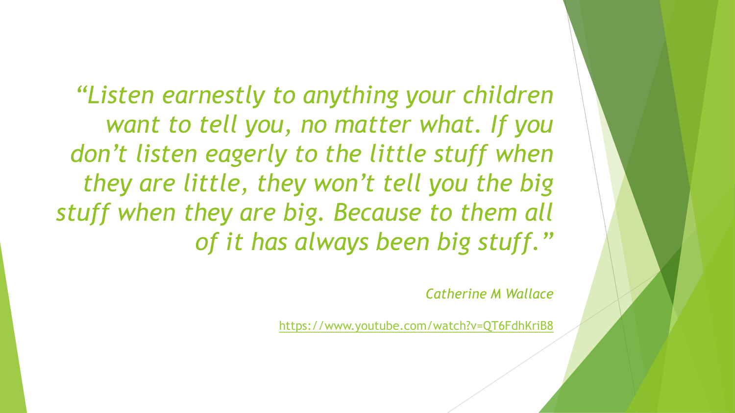*“Listen earnestly to anything your children want to tell you, no matter what. If you don’t listen eagerly to the little stuff when they are little, they won’t tell you the big stuff when they are big. Because to them all of it has always been big stuff.”*

*Catherine M Wallace*

https://www.youtube.com/watch?v=QT6FdhKriB8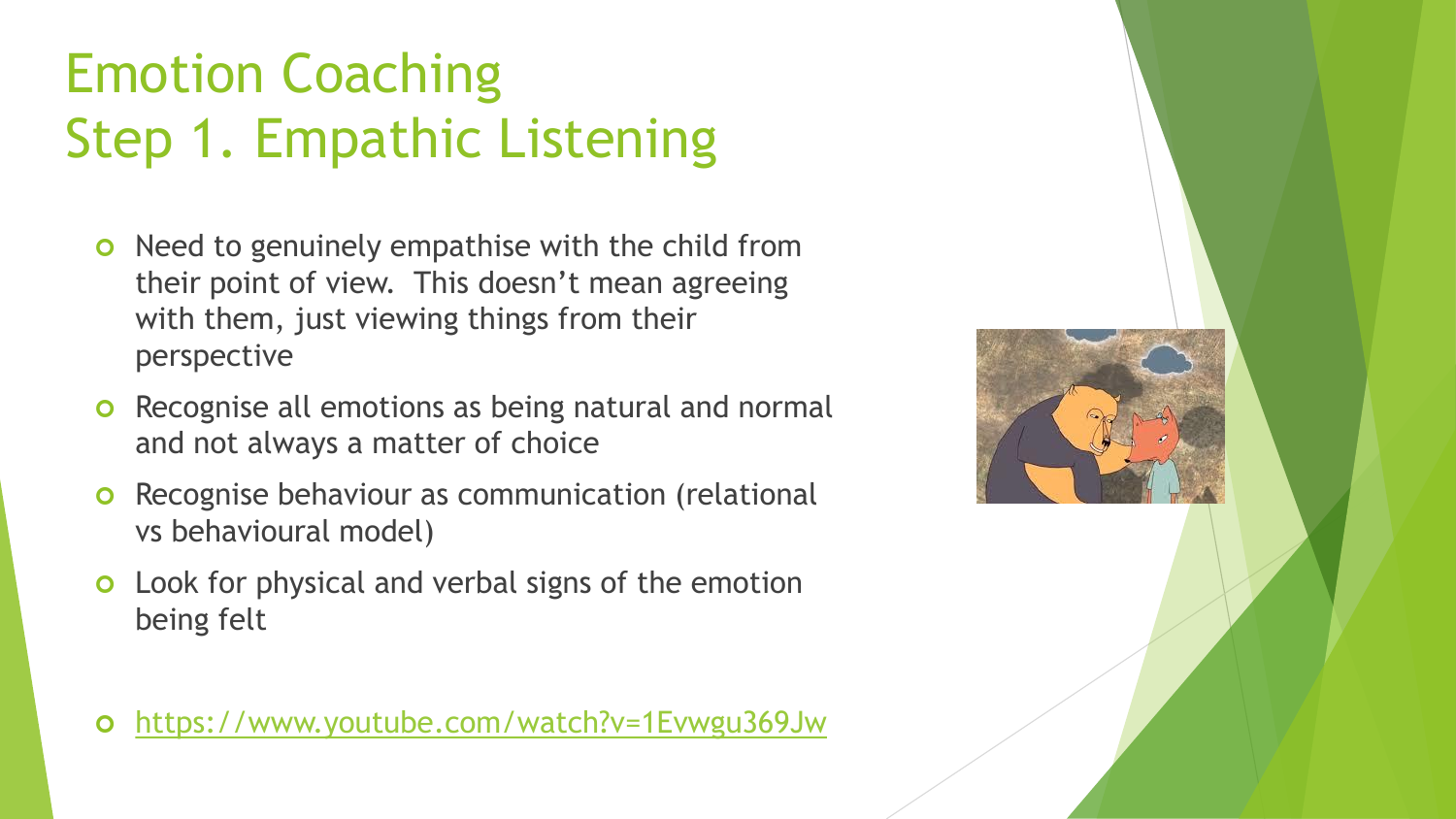# Emotion Coaching
# Step 1. Empathic Listening

- Need to genuinely empathise with the child from their point of view. This doesn't mean agreeing with them, just viewing things from their perspective
- Recognise all emotions as being natural and normal and not always a matter of choice
- Recognise behaviour as communication (relational vs behavioural model)
- Look for physical and verbal signs of the emotion being felt

- https://www.youtube.com/watch?v=1Evwgu369Jw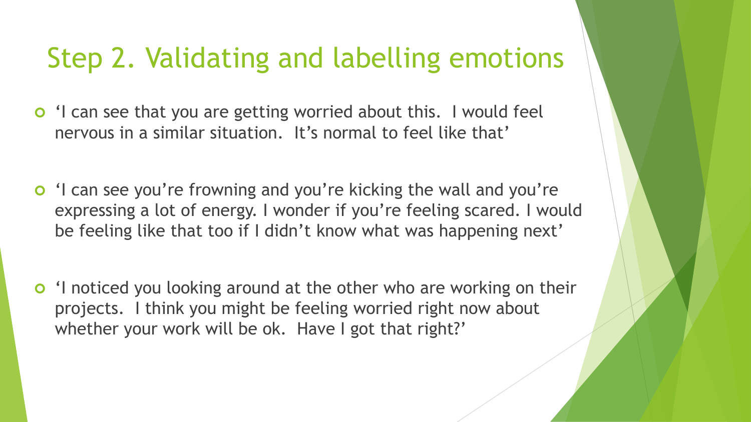# Step 2. Validating and labelling emotions

- 'I can see that you are getting worried about this. I would feel nervous in a similar situation. It's normal to feel like that'
- 'I can see you're frowning and you're kicking the wall and you're expressing a lot of energy. I wonder if you're feeling scared. I would be feeling like that too if I didn't know what was happening next'
- 'I noticed you looking around at the other who are working on their projects. I think you might be feeling worried right now about whether your work will be ok. Have I got that right?'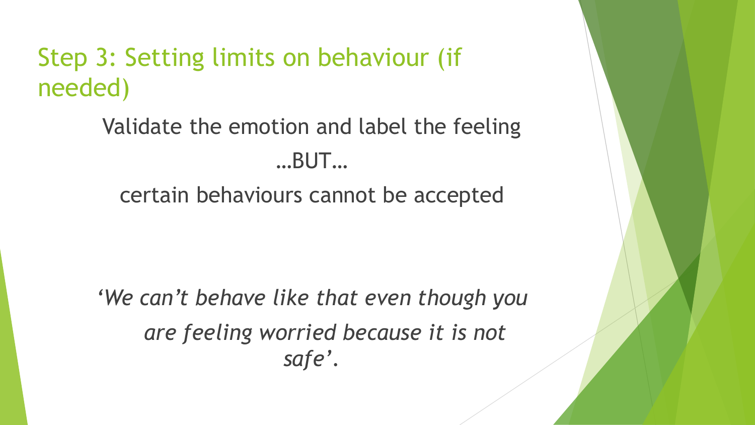# Step 3: Setting limits on behaviour (if needed)

Validate the emotion and label the feeling

…BUT…

certain behaviours cannot be accepted

*'We can't behave like that even though you are feeling worried because it is not safe'.*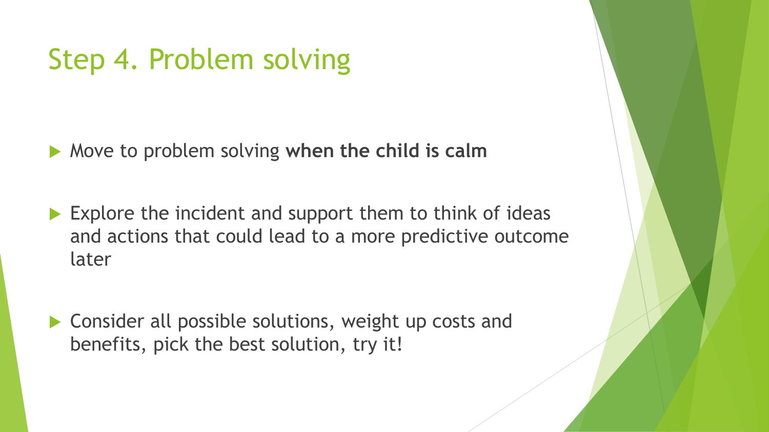# Step 4. Problem solving

- Move to problem solving **when the child is calm**
- Explore the incident and support them to think of ideas and actions that could lead to a more predictive outcome later
- Consider all possible solutions, weight up costs and benefits, pick the best solution, try it!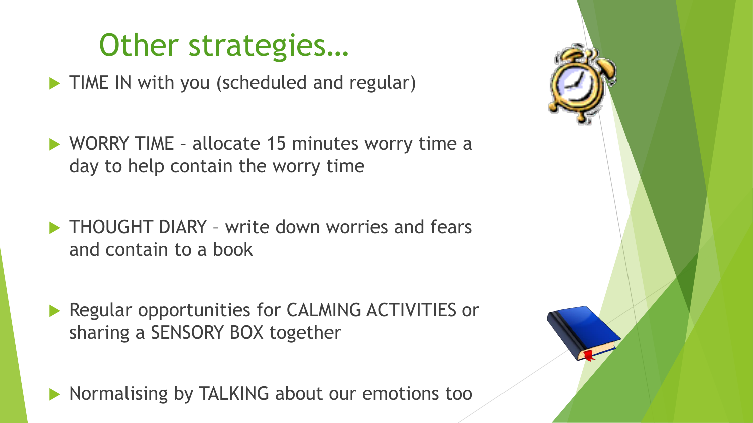# Other strategies…

- TIME IN with you (scheduled and regular)
- WORRY TIME – allocate 15 minutes worry time a day to help contain the worry time
- THOUGHT DIARY – write down worries and fears and contain to a book
- Regular opportunities for CALMING ACTIVITIES or sharing a SENSORY BOX together
- Normalising by TALKING about our emotions too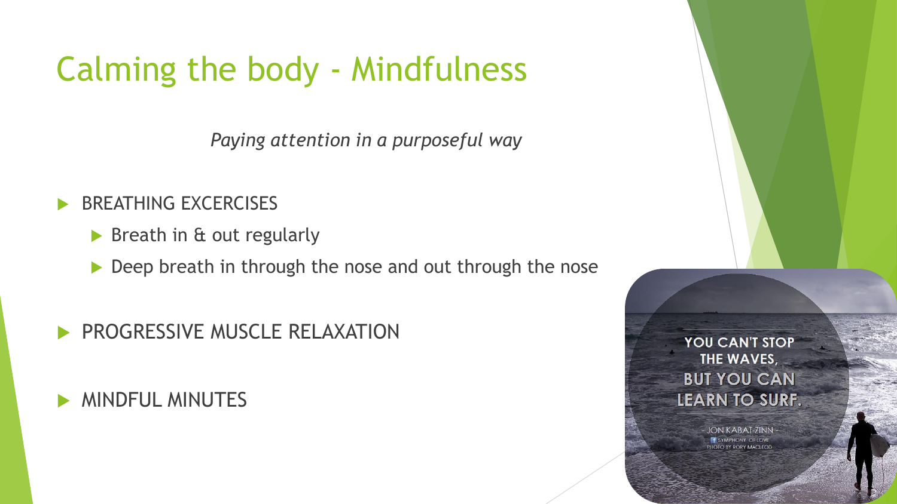# Calming the body - Mindfulness

*Paying attention in a purposeful way*

- BREATHING EXCERCISES
  - Breath in & out regularly
  - Deep breath in through the nose and out through the nose
- PROGRESSIVE MUSCLE RELAXATION
- MINDFUL MINUTES

YOU CAN'T STOP THE WAVES, BUT YOU CAN LEARN TO SURF.

- JON KABAT-ZINN -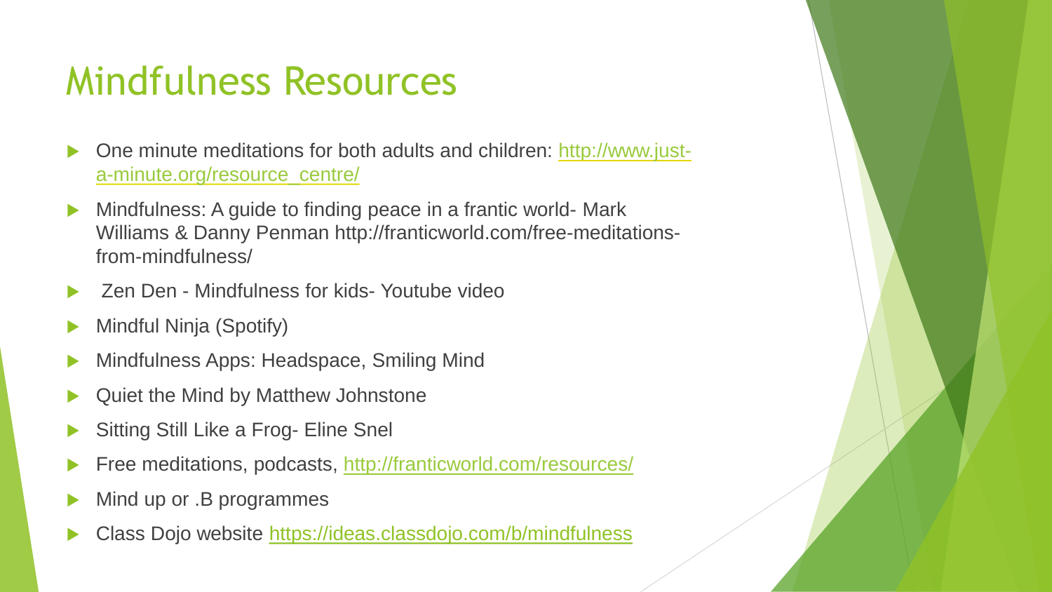# Mindfulness Resources

- One minute meditations for both adults and children: [http://www.just-a-minute.org/resource_centre/](http://www.just-a-minute.org/resource_centre/)
- Mindfulness: A guide to finding peace in a frantic world- Mark Williams & Danny Penman http://franticworld.com/free-meditations-from-mindfulness/
- Zen Den - Mindfulness for kids- Youtube video
- Mindful Ninja (Spotify)
- Mindfulness Apps: Headspace, Smiling Mind
- Quiet the Mind by Matthew Johnstone
- Sitting Still Like a Frog- Eline Snel
- Free meditations, podcasts, [http://franticworld.com/resources/](http://franticworld.com/resources/)
- Mind up or .B programmes
- Class Dojo website [https://ideas.classdojo.com/b/mindfulness](https://ideas.classdojo.com/b/mindfulness)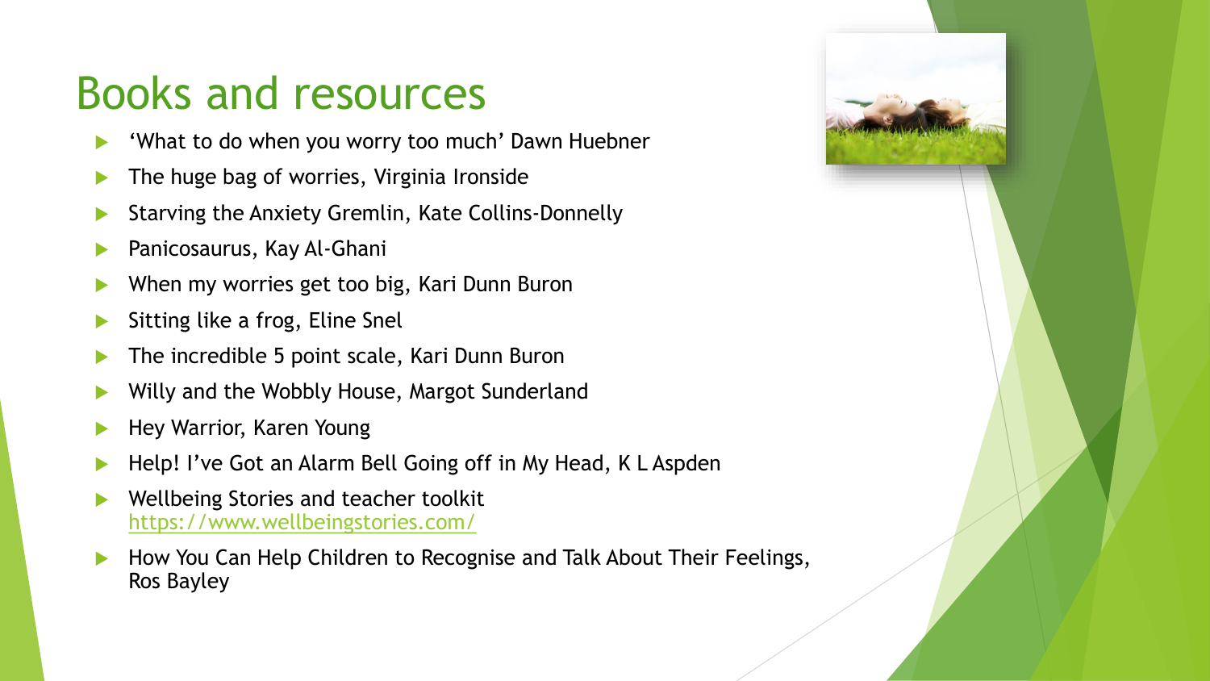# Books and resources

- 'What to do when you worry too much' Dawn Huebner
- The huge bag of worries, Virginia Ironside
- Starving the Anxiety Gremlin, Kate Collins-Donnelly
- Panicosaurus, Kay Al-Ghani
- When my worries get too big, Kari Dunn Buron
- Sitting like a frog, Eline Snel
- The incredible 5 point scale, Kari Dunn Buron
- Willy and the Wobbly House, Margot Sunderland
- Hey Warrior, Karen Young
- Help! I've Got an Alarm Bell Going off in My Head, K L Aspden
- Wellbeing Stories and teacher toolkit https://www.wellbeingstories.com/
- How You Can Help Children to Recognise and Talk About Their Feelings, Ros Bayley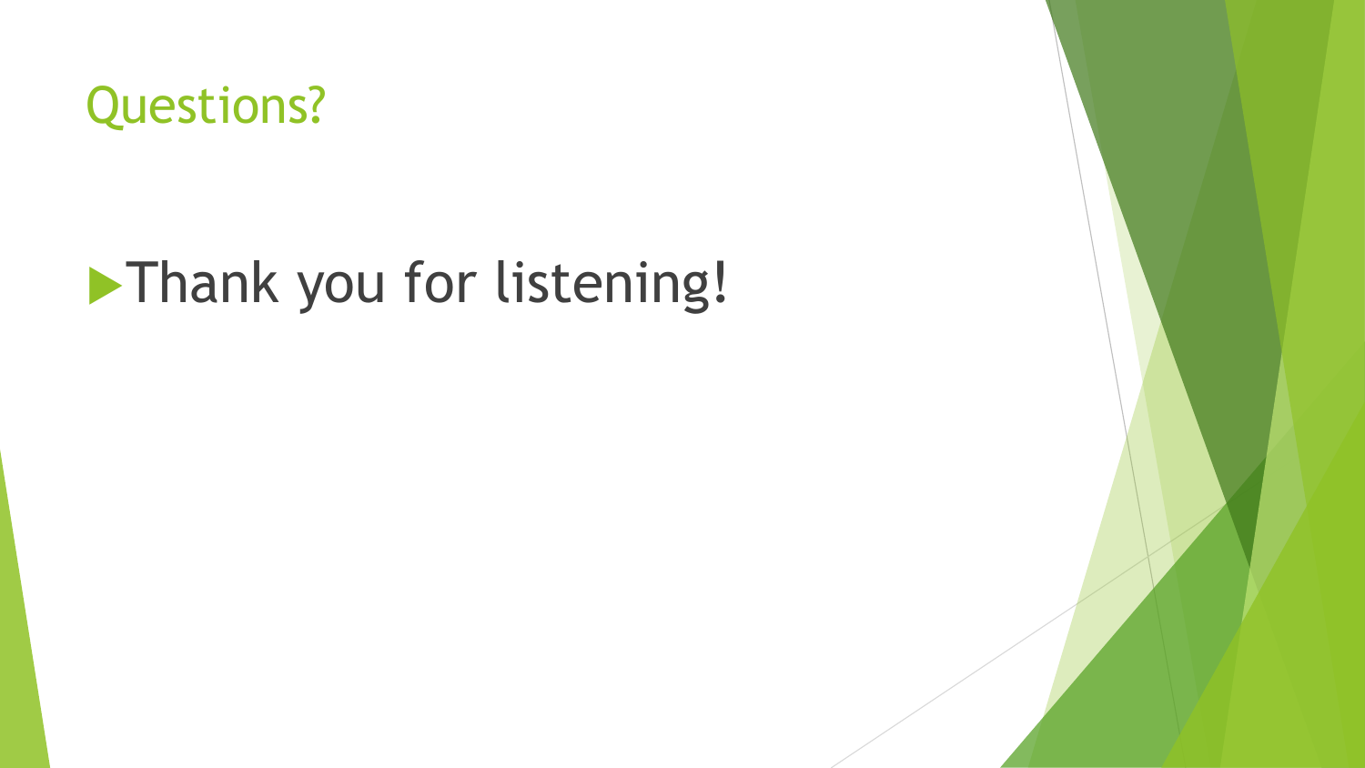# Questions?

- Thank you for listening!